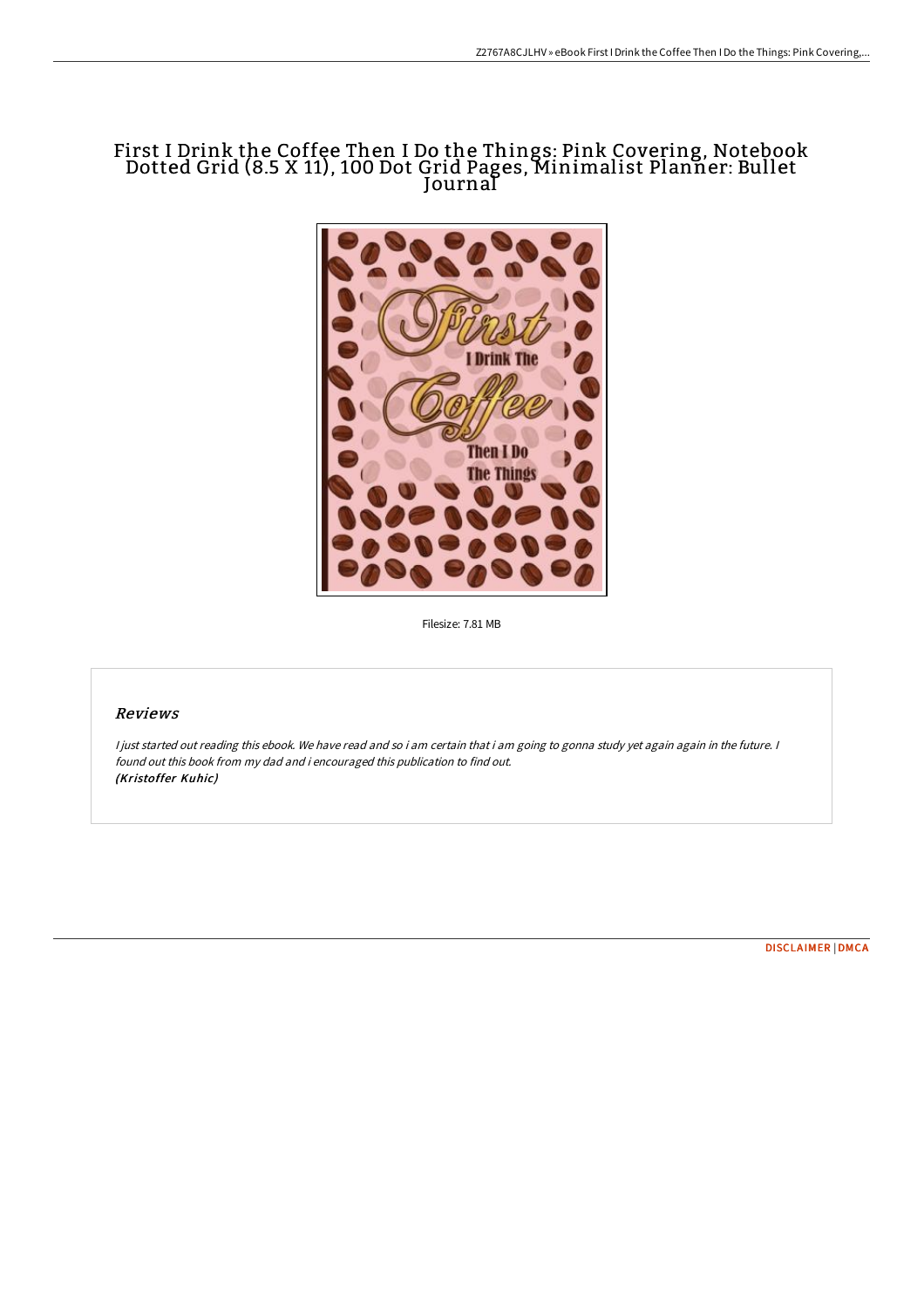# First I Drink the Coffee Then I Do the Things: Pink Covering, Notebook Dotted Grid (8.5 X 11), 100 Dot Grid Pages, Minimalist Planner: Bullet Journal

Filesize: 7.81 MB

## Reviews

*I just started out reading this ebook. We have read and so i am certain that i am going to gonna study yet again again in the future. I found out this book from my dad and i encouraged this publication to find out.*
***(Kristoffer Kuhic)***

DISCLAIMER | DMCA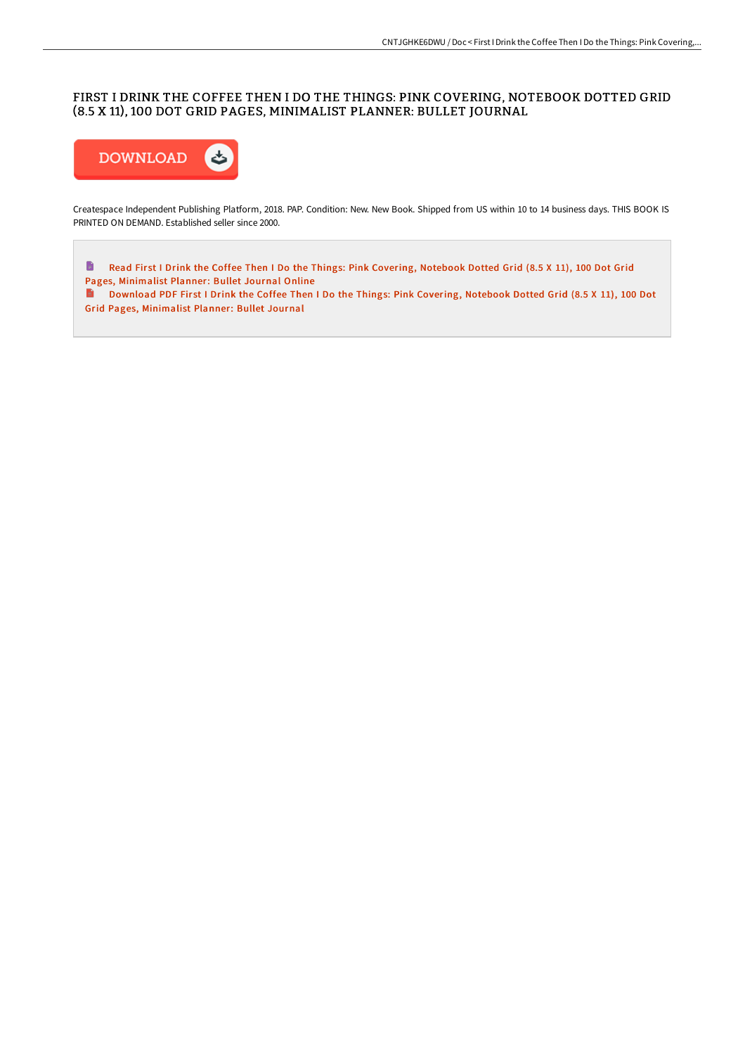# FIRST I DRINK THE COFFEE THEN I DO THE THINGS: PINK COVERING, NOTEBOOK DOTTED GRID (8.5 X 11), 100 DOT GRID PAGES, MINIMALIST PLANNER: BULLET JOURNAL

DOWNLOAD

Createspace Independent Publishing Platform, 2018. PAP. Condition: New. New Book. Shipped from US within 10 to 14 business days. THIS BOOK IS PRINTED ON DEMAND. Established seller since 2000.

Read First I Drink the Coffee Then I Do the Things: Pink Covering, Notebook Dotted Grid (8.5 X 11), 100 Dot Grid Pages, Minimalist Planner: Bullet Journal Online

Download PDF First I Drink the Coffee Then I Do the Things: Pink Covering, Notebook Dotted Grid (8.5 X 11), 100 Dot Grid Pages, Minimalist Planner: Bullet Journal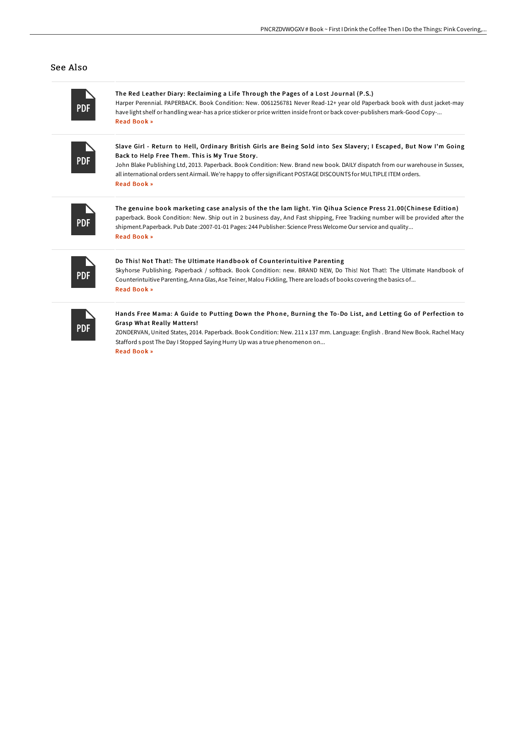## See Also

**The Red Leather Diary: Reclaiming a Life Through the Pages of a Lost Journal (P.S.)**

Harper Perennial. PAPERBACK. Book Condition: New. 0061256781 Never Read-12+ year old Paperback book with dust jacket-may have light shelf or handling wear-has a price sticker or price written inside front or back cover-publishers mark-Good Copy-...

Read Book »

**Slave Girl - Return to Hell, Ordinary British Girls are Being Sold into Sex Slavery; I Escaped, But Now I'm Going Back to Help Free Them. This is My True Story.**

John Blake Publishing Ltd, 2013. Paperback. Book Condition: New. Brand new book. DAILY dispatch from our warehouse in Sussex, all international orders sent Airmail. We're happy to offer significant POSTAGE DISCOUNTS for MULTIPLE ITEM orders.

Read Book »

**The genuine book marketing case analysis of the the lam light. Yin Qihua Science Press 21.00(Chinese Edition)**

paperback. Book Condition: New. Ship out in 2 business day, And Fast shipping, Free Tracking number will be provided after the shipment.Paperback. Pub Date :2007-01-01 Pages: 244 Publisher: Science Press Welcome Our service and quality...

Read Book »

**Do This! Not That!: The Ultimate Handbook of Counterintuitive Parenting**

Skyhorse Publishing. Paperback / softback. Book Condition: new. BRAND NEW, Do This! Not That!: The Ultimate Handbook of Counterintuitive Parenting, Anna Glas, Ase Teiner, Malou Fickling, There are loads of books covering the basics of...

Read Book »

**Hands Free Mama: A Guide to Putting Down the Phone, Burning the To-Do List, and Letting Go of Perfection to Grasp What Really Matters!**

ZONDERVAN, United States, 2014. Paperback. Book Condition: New. 211 x 137 mm. Language: English . Brand New Book. Rachel Macy Stafford s post The Day I Stopped Saying Hurry Up was a true phenomenon on...

Read Book »